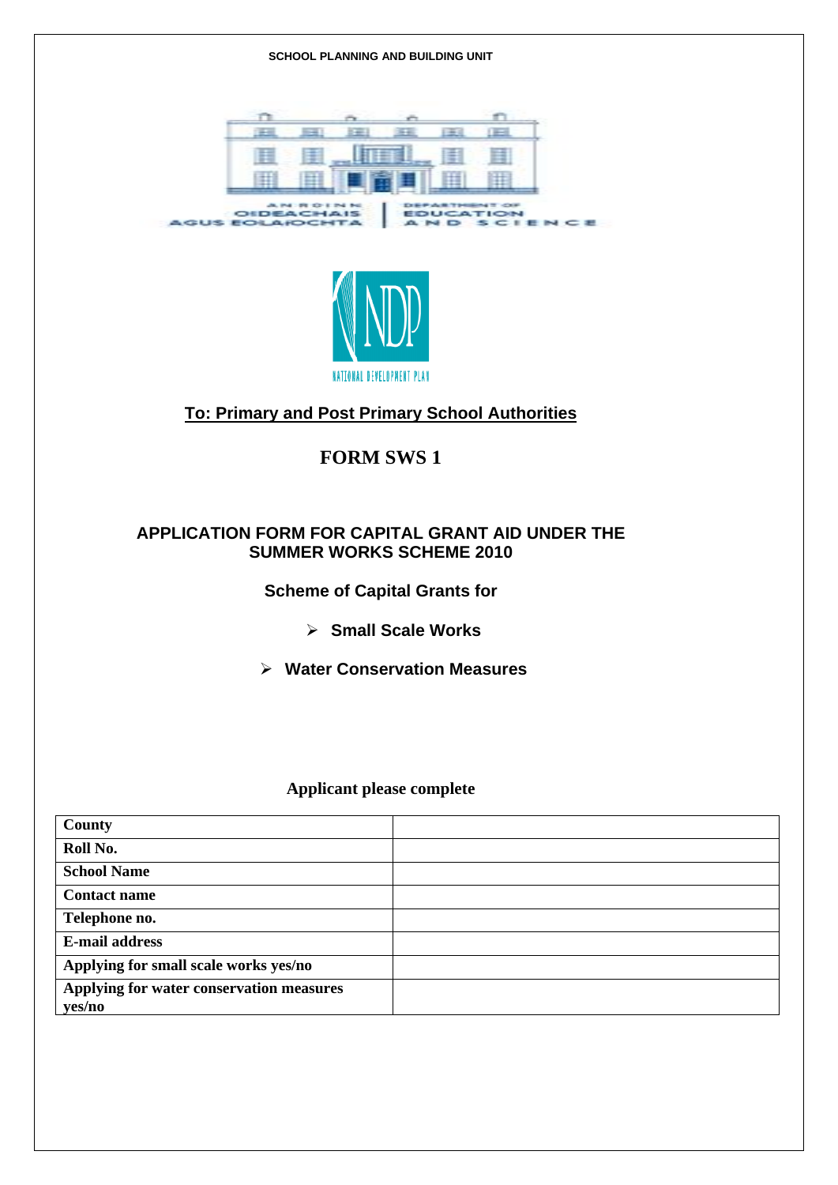SCHOOL PLANNING AND BUILDING UNIT

AN ROINN OIDEACHAIS AGUS EOLAÍOCHTA | DEPARTMENT OF EDUCATION AND SCIENCE

NATIONAL DEVELOPMENT PLAN

**To: Primary and Post Primary School Authorities**

# FORM SWS 1

## APPLICATION FORM FOR CAPITAL GRANT AID UNDER THE SUMMER WORKS SCHEME 2010

**Scheme of Capital Grants for**

- **Small Scale Works**
- **Water Conservation Measures**

**Applicant please complete**

| | |
|---|---|
| **County** | |
| **Roll No.** | |
| **School Name** | |
| **Contact name** | |
| **Telephone no.** | |
| **E-mail address** | |
| **Applying for small scale works yes/no** | |
| **Applying for water conservation measures yes/no** | |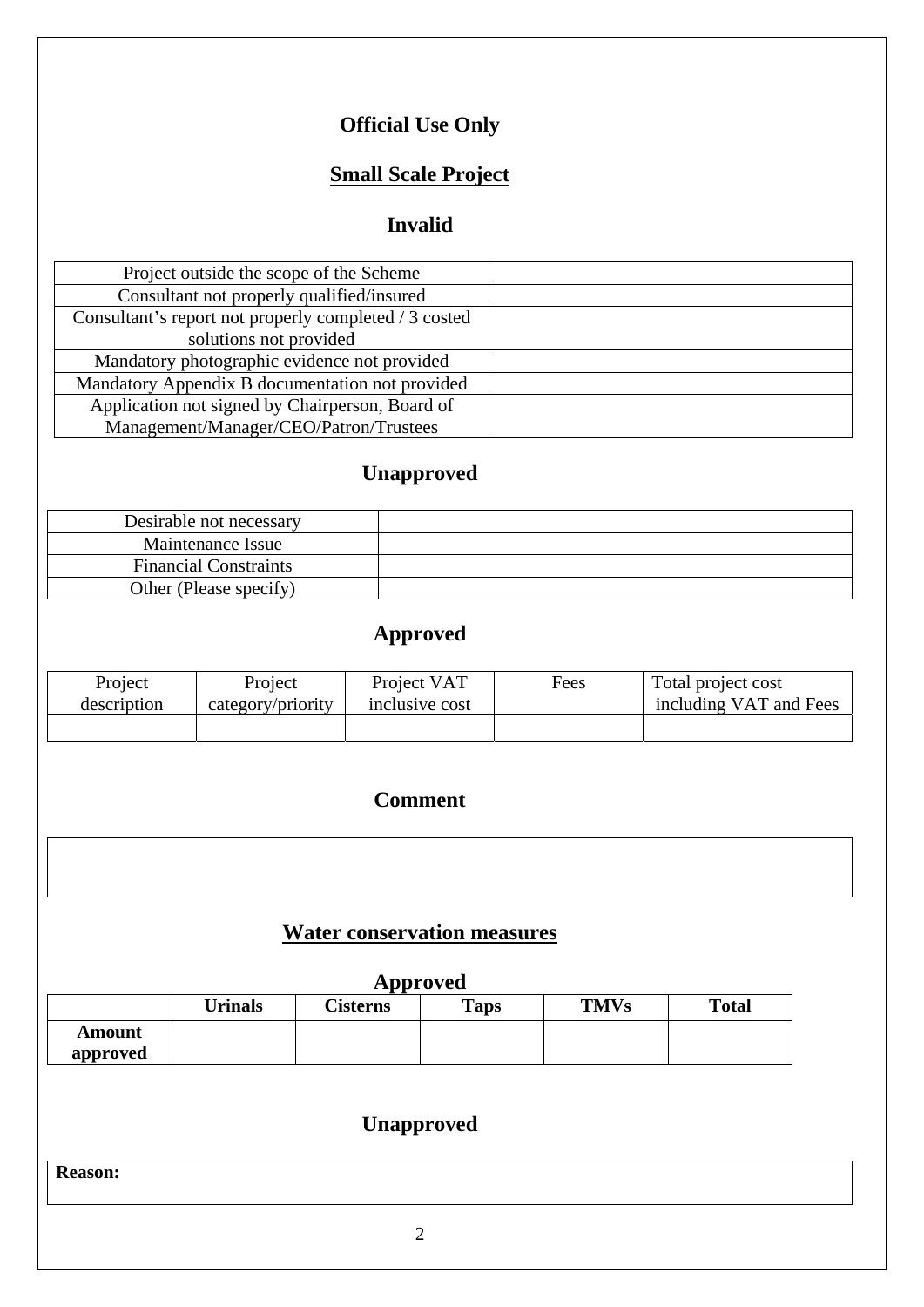## Official Use Only

## Small Scale Project

### Invalid

| | |
|---|---|
| Project outside the scope of the Scheme | |
| Consultant not properly qualified/insured | |
| Consultant's report not properly completed / 3 costed solutions not provided | |
| Mandatory photographic evidence not provided | |
| Mandatory Appendix B documentation not provided | |
| Application not signed by Chairperson, Board of Management/Manager/CEO/Patron/Trustees | |

### Unapproved

| | |
|---|---|
| Desirable not necessary | |
| Maintenance Issue | |
| Financial Constraints | |
| Other (Please specify) | |

### Approved

| Project description | Project category/priority | Project VAT inclusive cost | Fees | Total project cost including VAT and Fees |
|---|---|---|---|---|
| | | | | |

### Comment

| |
|---|
| |

## Water conservation measures

### Approved

| | Urinals | Cisterns | Taps | TMVs | Total |
|---|---|---|---|---|---|
| **Amount approved** | | | | | |

### Unapproved

| **Reason:** |
|---|
| |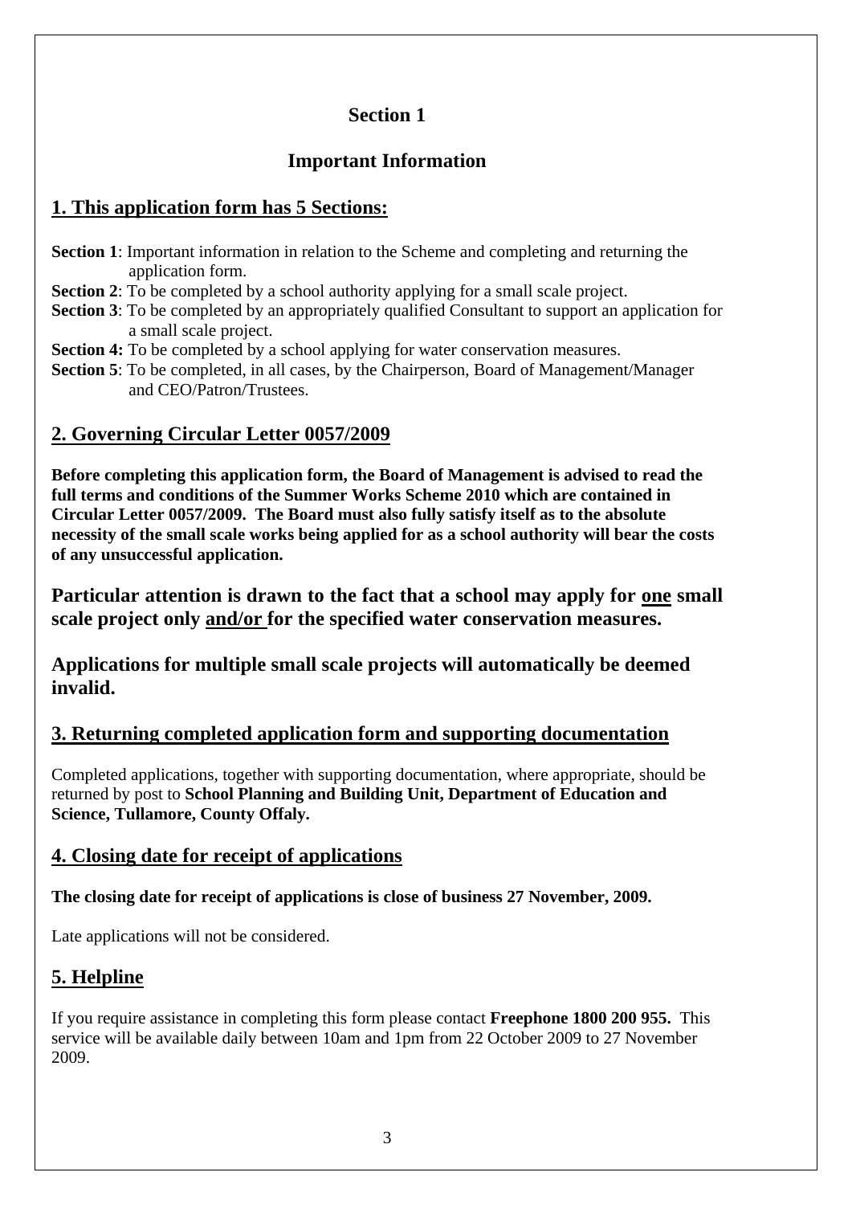# Section 1

## Important Information

## 1. This application form has 5 Sections:

**Section 1**: Important information in relation to the Scheme and completing and returning the application form.
**Section 2**: To be completed by a school authority applying for a small scale project.
**Section 3**: To be completed by an appropriately qualified Consultant to support an application for a small scale project.
**Section 4:** To be completed by a school applying for water conservation measures.
**Section 5**: To be completed, in all cases, by the Chairperson, Board of Management/Manager and CEO/Patron/Trustees.

## 2. Governing Circular Letter 0057/2009

**Before completing this application form, the Board of Management is advised to read the full terms and conditions of the Summer Works Scheme 2010 which are contained in Circular Letter 0057/2009. The Board must also fully satisfy itself as to the absolute necessity of the small scale works being applied for as a school authority will bear the costs of any unsuccessful application.**

**Particular attention is drawn to the fact that a school may apply for <u>one</u> small scale project only <u>and/or</u> for the specified water conservation measures.**

**Applications for multiple small scale projects will automatically be deemed invalid.**

## 3. Returning completed application form and supporting documentation

Completed applications, together with supporting documentation, where appropriate, should be returned by post to **School Planning and Building Unit, Department of Education and Science, Tullamore, County Offaly.**

## 4. Closing date for receipt of applications

**The closing date for receipt of applications is close of business 27 November, 2009.**

Late applications will not be considered.

## 5. Helpline

If you require assistance in completing this form please contact **Freephone 1800 200 955.** This service will be available daily between 10am and 1pm from 22 October 2009 to 27 November 2009.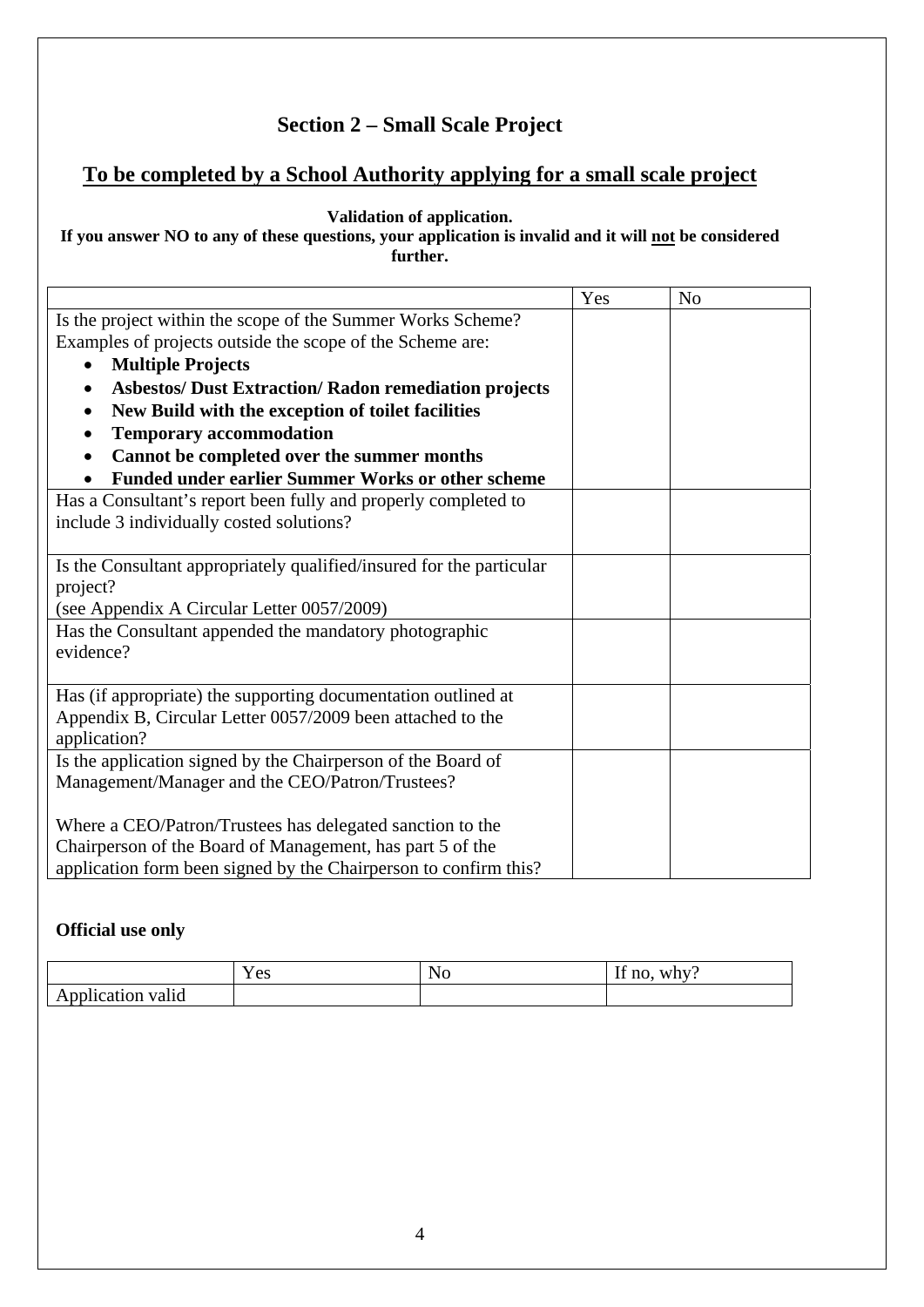## Section 2 – Small Scale Project

## To be completed by a School Authority applying for a small scale project

**Validation of application.**
**If you answer NO to any of these questions, your application is invalid and it will not be considered further.**

| | Yes | No |
|---|---|---|
| Is the project within the scope of the Summer Works Scheme?<br>Examples of projects outside the scope of the Scheme are:<br>• **Multiple Projects**<br>• **Asbestos/ Dust Extraction/ Radon remediation projects**<br>• **New Build with the exception of toilet facilities**<br>• **Temporary accommodation**<br>• **Cannot be completed over the summer months**<br>• **Funded under earlier Summer Works or other scheme** | | |
| Has a Consultant's report been fully and properly completed to include 3 individually costed solutions? | | |
| Is the Consultant appropriately qualified/insured for the particular project?<br>(see Appendix A Circular Letter 0057/2009) | | |
| Has the Consultant appended the mandatory photographic evidence? | | |
| Has (if appropriate) the supporting documentation outlined at Appendix B, Circular Letter 0057/2009 been attached to the application? | | |
| Is the application signed by the Chairperson of the Board of Management/Manager and the CEO/Patron/Trustees?<br><br>Where a CEO/Patron/Trustees has delegated sanction to the Chairperson of the Board of Management, has part 5 of the application form been signed by the Chairperson to confirm this? | | |

**Official use only**

| | Yes | No | If no, why? |
|---|---|---|---|
| Application valid | | | |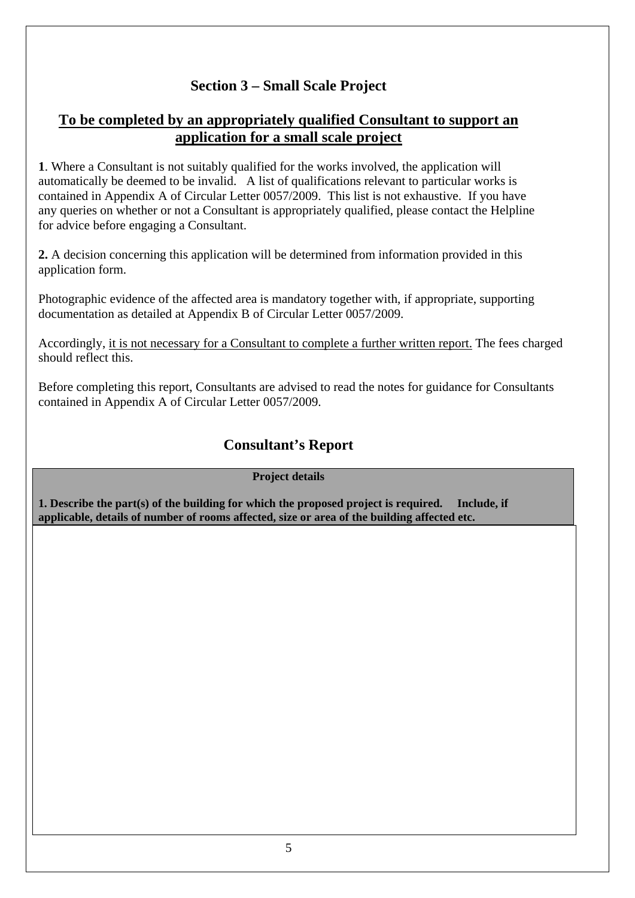## Section 3 – Small Scale Project

### <u>To be completed by an appropriately qualified Consultant to support an application for a small scale project</u>

**1**. Where a Consultant is not suitably qualified for the works involved, the application will automatically be deemed to be invalid. A list of qualifications relevant to particular works is contained in Appendix A of Circular Letter 0057/2009. This list is not exhaustive. If you have any queries on whether or not a Consultant is appropriately qualified, please contact the Helpline for advice before engaging a Consultant.

**2.** A decision concerning this application will be determined from information provided in this application form.

Photographic evidence of the affected area is mandatory together with, if appropriate, supporting documentation as detailed at Appendix B of Circular Letter 0057/2009.

Accordingly, <u>it is not necessary for a Consultant to complete a further written report.</u> The fees charged should reflect this.

Before completing this report, Consultants are advised to read the notes for guidance for Consultants contained in Appendix A of Circular Letter 0057/2009.

## Consultant's Report

| **Project details** |
| --- |
| **1. Describe the part(s) of the building for which the proposed project is required. Include, if applicable, details of number of rooms affected, size or area of the building affected etc.** |
| |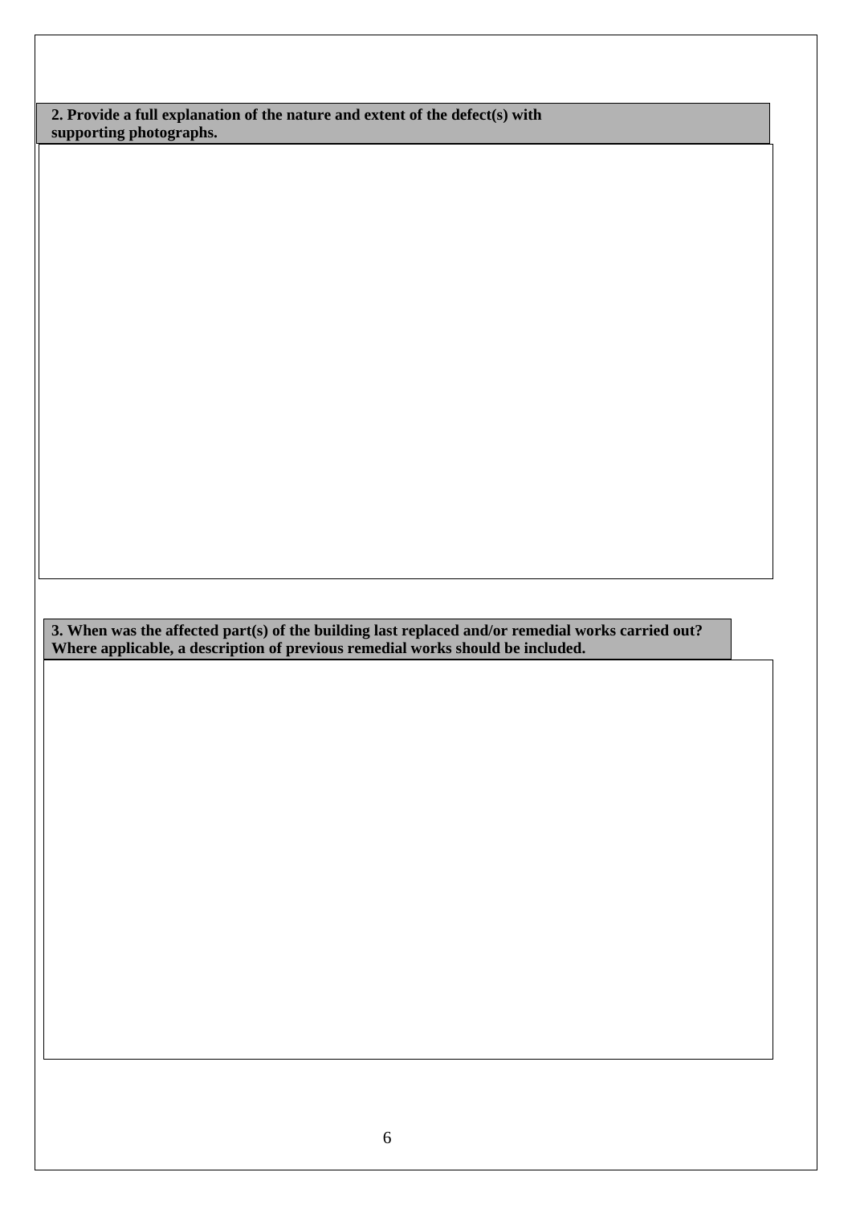**2. Provide a full explanation of the nature and extent of the defect(s) with supporting photographs.**

**3. When was the affected part(s) of the building last replaced and/or remedial works carried out? Where applicable, a description of previous remedial works should be included.**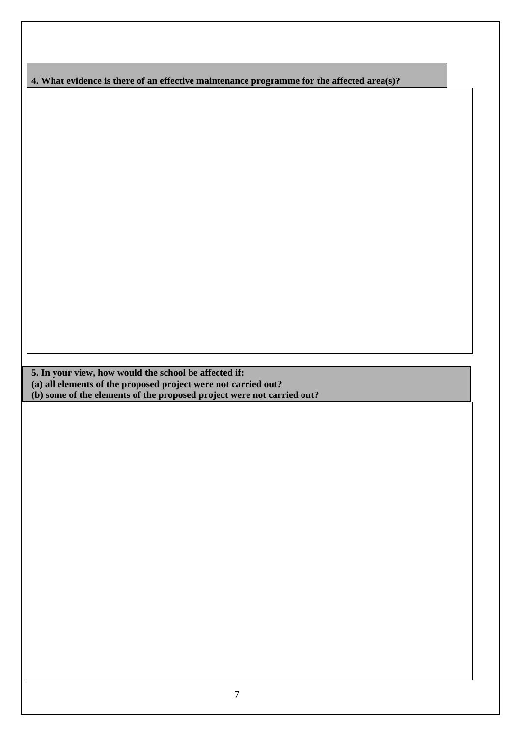**4. What evidence is there of an effective maintenance programme for the affected area(s)?**

**5. In your view, how would the school be affected if:**
**(a) all elements of the proposed project were not carried out?**
**(b) some of the elements of the proposed project were not carried out?**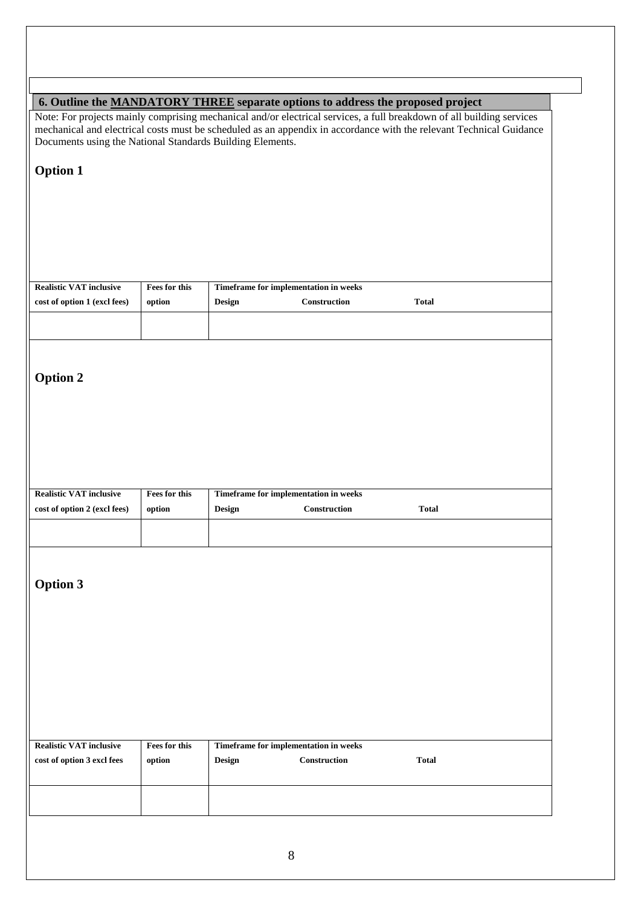## 6. Outline the <u>MANDATORY THREE</u> separate options to address the proposed project

Note: For projects mainly comprising mechanical and/or electrical services, a full breakdown of all building services mechanical and electrical costs must be scheduled as an appendix in accordance with the relevant Technical Guidance Documents using the National Standards Building Elements.

### Option 1

| Realistic VAT inclusive cost of option 1 (excl fees) | Fees for this option | Timeframe for implementation in weeks<br>Design Construction Total |
|---|---|---|
| | | |

### Option 2

| Realistic VAT inclusive cost of option 2 (excl fees) | Fees for this option | Timeframe for implementation in weeks<br>Design Construction Total |
|---|---|---|
| | | |

### Option 3

| Realistic VAT inclusive cost of option 3 excl fees | Fees for this option | Timeframe for implementation in weeks<br>Design Construction Total |
|---|---|---|
| | | |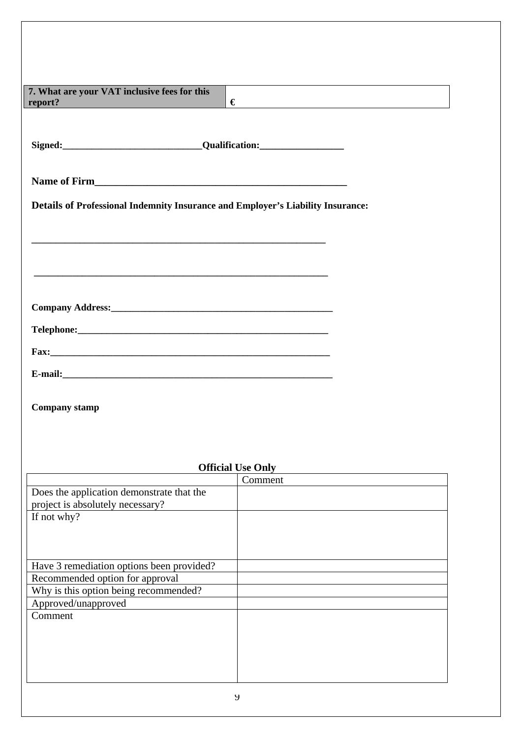| 7. What are your VAT inclusive fees for this report? | € |
|---|---|

**Signed:_____________________________Qualification:_________________**

**Name of Firm___________________________________________________**

**Details of Professional Indemnity Insurance and Employer's Liability Insurance:**

**____________________________________________________________**

**____________________________________________________________**

**Company Address:________________________________________________**

**Telephone:______________________________________________________**

**Fax:___________________________________________________________**

**E-mail:_________________________________________________________**

**Company stamp**

**Official Use Only**

| | Comment |
|---|---|
| Does the application demonstrate that the project is absolutely necessary? | |
| If not why? | |
| Have 3 remediation options been provided? | |
| Recommended option for approval | |
| Why is this option being recommended? | |
| Approved/unapproved | |
| Comment | |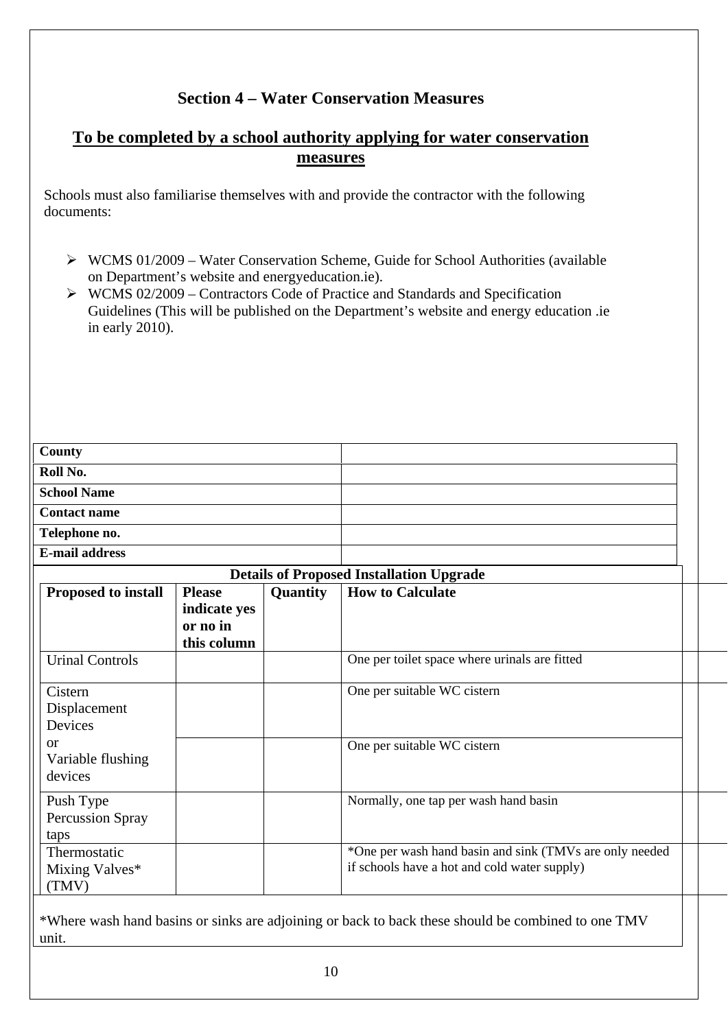## Section 4 – Water Conservation Measures

### To be completed by a school authority applying for water conservation measures

Schools must also familiarise themselves with and provide the contractor with the following documents:

- WCMS 01/2009 – Water Conservation Scheme, Guide for School Authorities (available on Department's website and energyeducation.ie).
- WCMS 02/2009 – Contractors Code of Practice and Standards and Specification Guidelines (This will be published on the Department's website and energy education .ie in early 2010).

| | |
|---|---|
| **County** | |
| **Roll No.** | |
| **School Name** | |
| **Contact name** | |
| **Telephone no.** | |
| **E-mail address** | |

**Details of Proposed Installation Upgrade**

| Proposed to install | Please indicate yes or no in this column | Quantity | How to Calculate |
|---|---|---|---|
| Urinal Controls | | | One per toilet space where urinals are fitted |
| Cistern Displacement Devices | | | One per suitable WC cistern |
| or Variable flushing devices | | | One per suitable WC cistern |
| Push Type Percussion Spray taps | | | Normally, one tap per wash hand basin |
| Thermostatic Mixing Valves* (TMV) | | | *One per wash hand basin and sink (TMVs are only needed if schools have a hot and cold water supply) |

*Where wash hand basins or sinks are adjoining or back to back these should be combined to one TMV unit.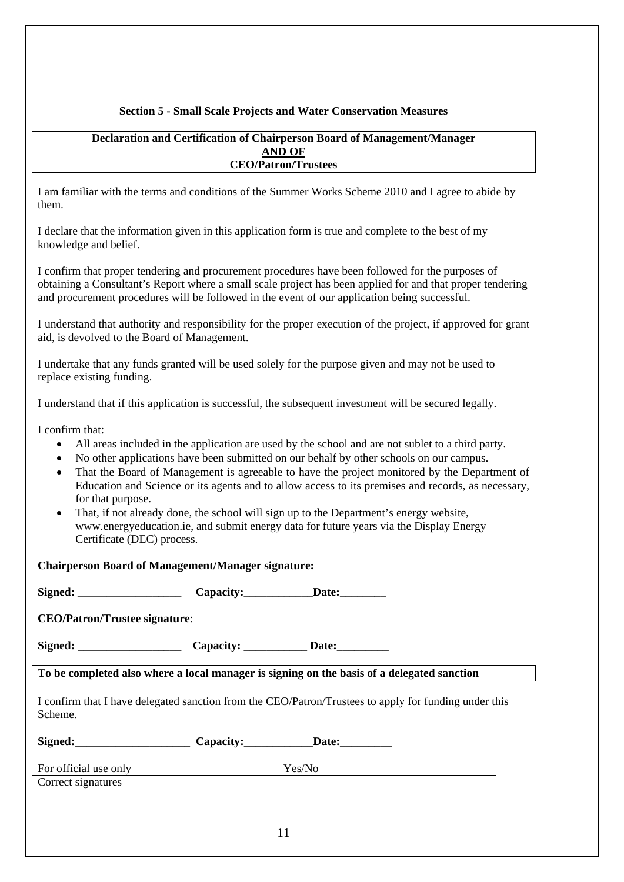### Section 5 - Small Scale Projects and Water Conservation Measures

**Declaration and Certification of Chairperson Board of Management/Manager**
**AND OF**
**CEO/Patron/Trustees**

I am familiar with the terms and conditions of the Summer Works Scheme 2010 and I agree to abide by them.

I declare that the information given in this application form is true and complete to the best of my knowledge and belief.

I confirm that proper tendering and procurement procedures have been followed for the purposes of obtaining a Consultant's Report where a small scale project has been applied for and that proper tendering and procurement procedures will be followed in the event of our application being successful.

I understand that authority and responsibility for the proper execution of the project, if approved for grant aid, is devolved to the Board of Management.

I undertake that any funds granted will be used solely for the purpose given and may not be used to replace existing funding.

I understand that if this application is successful, the subsequent investment will be secured legally.

I confirm that:

- All areas included in the application are used by the school and are not sublet to a third party.
- No other applications have been submitted on our behalf by other schools on our campus.
- That the Board of Management is agreeable to have the project monitored by the Department of Education and Science or its agents and to allow access to its premises and records, as necessary, for that purpose.
- That, if not already done, the school will sign up to the Department's energy website, www.energyeducation.ie, and submit energy data for future years via the Display Energy Certificate (DEC) process.

**Chairperson Board of Management/Manager signature:**

**Signed: __________________ Capacity:____________Date:________**

**CEO/Patron/Trustee signature**:

**Signed: __________________ Capacity: ___________ Date:_________**

**To be completed also where a local manager is signing on the basis of a delegated sanction**

I confirm that I have delegated sanction from the CEO/Patron/Trustees to apply for funding under this Scheme.

**Signed:____________________ Capacity:____________Date:_________**

| For official use only | Yes/No |
|---|---|
| Correct signatures | |